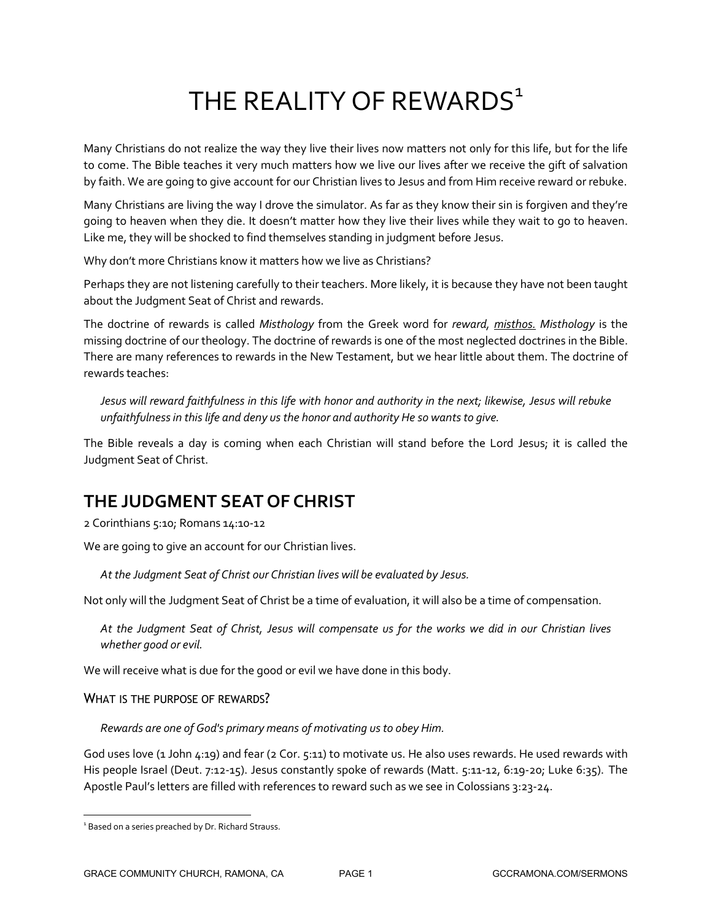# THE REALITY OF REWARDS[1]

Many Christians do not realize the way they live their lives now matters not only for this life, but for the life to come. The Bible teaches it very much matters how we live our lives after we receive the gift of salvation by faith. We are going to give account for our Christian lives to Jesus and from Him receive reward or rebuke.

Many Christians are living the way I drove the simulator. As far as they know their sin is forgiven and they're going to heaven when they die. It doesn't matter how they live their lives while they wait to go to heaven. Like me, they will be shocked to find themselves standing in judgment before Jesus.

Why don't more Christians know it matters how we live as Christians?

Perhaps they are not listening carefully to their teachers. More likely, it is because they have not been taught about the Judgment Seat of Christ and rewards.

The doctrine of rewards is called *Misthology* from the Greek word for *reward, misthos.* *Misthology* is the missing doctrine of our theology. The doctrine of rewards is one of the most neglected doctrines in the Bible. There are many references to rewards in the New Testament, but we hear little about them. The doctrine of rewards teaches:

> *Jesus will reward faithfulness in this life with honor and authority in the next; likewise, Jesus will rebuke unfaithfulness in this life and deny us the honor and authority He so wants to give.*

The Bible reveals a day is coming when each Christian will stand before the Lord Jesus; it is called the Judgment Seat of Christ.

## THE JUDGMENT SEAT OF CHRIST

2 Corinthians 5:10; Romans 14:10-12

We are going to give an account for our Christian lives.

> *At the Judgment Seat of Christ our Christian lives will be evaluated by Jesus.*

Not only will the Judgment Seat of Christ be a time of evaluation, it will also be a time of compensation.

> *At the Judgment Seat of Christ, Jesus will compensate us for the works we did in our Christian lives whether good or evil.*

We will receive what is due for the good or evil we have done in this body.

### WHAT IS THE PURPOSE OF REWARDS?

> *Rewards are one of God's primary means of motivating us to obey Him.*

God uses love (1 John 4:19) and fear (2 Cor. 5:11) to motivate us. He also uses rewards. He used rewards with His people Israel (Deut. 7:12-15). Jesus constantly spoke of rewards (Matt. 5:11-12, 6:19-20; Luke 6:35). The Apostle Paul's letters are filled with references to reward such as we see in Colossians 3:23-24.

---

[1] Based on a series preached by Dr. Richard Strauss.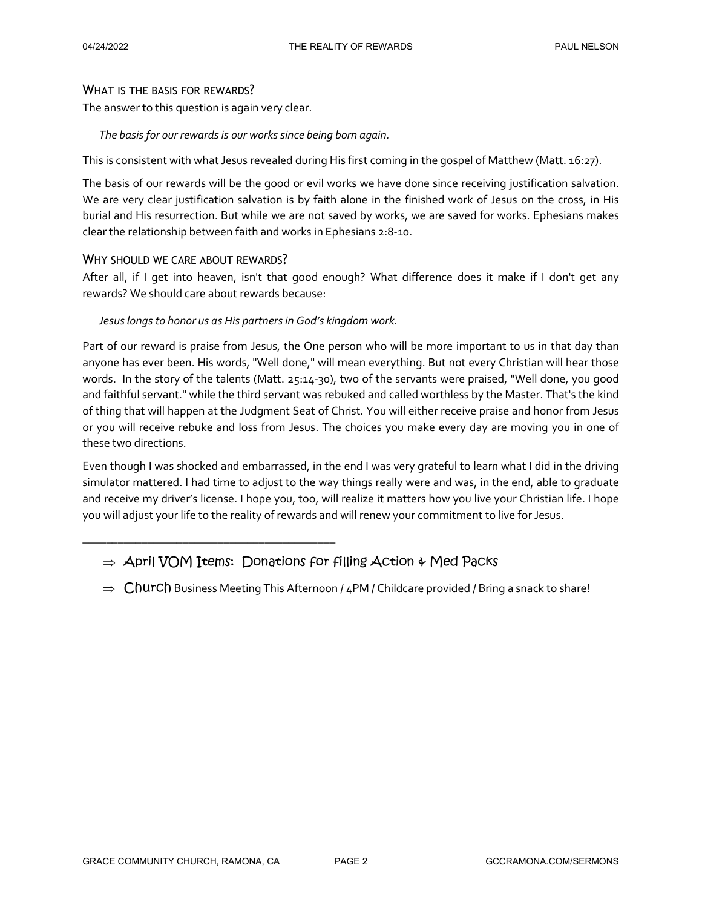## What is the basis for rewards?

The answer to this question is again very clear.

*The basis for our rewards is our works since being born again.*

This is consistent with what Jesus revealed during His first coming in the gospel of Matthew (Matt. 16:27).

The basis of our rewards will be the good or evil works we have done since receiving justification salvation. We are very clear justification salvation is by faith alone in the finished work of Jesus on the cross, in His burial and His resurrection. But while we are not saved by works, we are saved for works. Ephesians makes clear the relationship between faith and works in Ephesians 2:8-10.

## Why should we care about rewards?

After all, if I get into heaven, isn't that good enough? What difference does it make if I don't get any rewards? We should care about rewards because:

*Jesus longs to honor us as His partners in God's kingdom work.*

Part of our reward is praise from Jesus, the One person who will be more important to us in that day than anyone has ever been. His words, "Well done," will mean everything. But not every Christian will hear those words. In the story of the talents (Matt. 25:14-30), two of the servants were praised, "Well done, you good and faithful servant." while the third servant was rebuked and called worthless by the Master. That's the kind of thing that will happen at the Judgment Seat of Christ. You will either receive praise and honor from Jesus or you will receive rebuke and loss from Jesus. The choices you make every day are moving you in one of these two directions.

Even though I was shocked and embarrassed, in the end I was very grateful to learn what I did in the driving simulator mattered. I had time to adjust to the way things really were and was, in the end, able to graduate and receive my driver's license. I hope you, too, will realize it matters how you live your Christian life. I hope you will adjust your life to the reality of rewards and will renew your commitment to live for Jesus.

---

- ⇒ April VOM Items: Donations for filling Action & Med Packs
- ⇒ Church Business Meeting This Afternoon / 4PM / Childcare provided / Bring a snack to share!